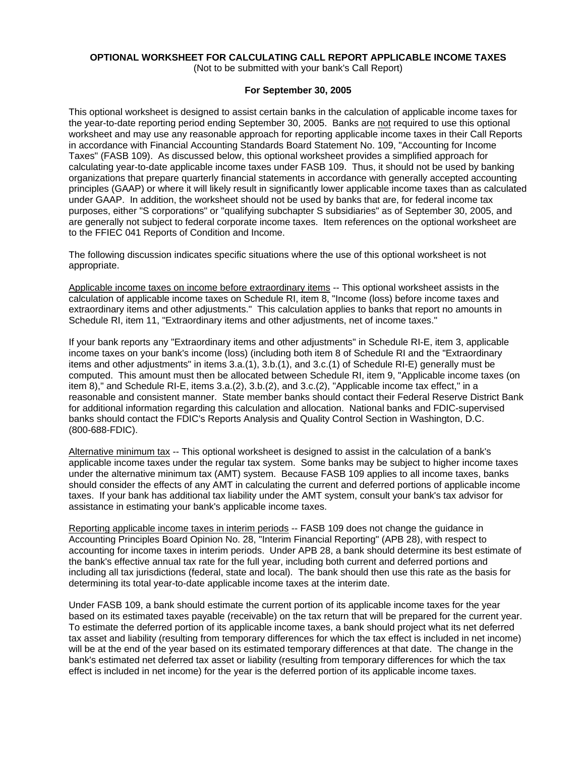**OPTIONAL WORKSHEET FOR CALCULATING CALL REPORT APPLICABLE INCOME TAXES**
(Not to be submitted with your bank's Call Report)

**For September 30, 2005**

This optional worksheet is designed to assist certain banks in the calculation of applicable income taxes for the year-to-date reporting period ending September 30, 2005. Banks are not required to use this optional worksheet and may use any reasonable approach for reporting applicable income taxes in their Call Reports in accordance with Financial Accounting Standards Board Statement No. 109, "Accounting for Income Taxes" (FASB 109). As discussed below, this optional worksheet provides a simplified approach for calculating year-to-date applicable income taxes under FASB 109. Thus, it should not be used by banking organizations that prepare quarterly financial statements in accordance with generally accepted accounting principles (GAAP) or where it will likely result in significantly lower applicable income taxes than as calculated under GAAP. In addition, the worksheet should not be used by banks that are, for federal income tax purposes, either "S corporations" or "qualifying subchapter S subsidiaries" as of September 30, 2005, and are generally not subject to federal corporate income taxes. Item references on the optional worksheet are to the FFIEC 041 Reports of Condition and Income.

The following discussion indicates specific situations where the use of this optional worksheet is not appropriate.

Applicable income taxes on income before extraordinary items -- This optional worksheet assists in the calculation of applicable income taxes on Schedule RI, item 8, "Income (loss) before income taxes and extraordinary items and other adjustments." This calculation applies to banks that report no amounts in Schedule RI, item 11, "Extraordinary items and other adjustments, net of income taxes."

If your bank reports any "Extraordinary items and other adjustments" in Schedule RI-E, item 3, applicable income taxes on your bank's income (loss) (including both item 8 of Schedule RI and the "Extraordinary items and other adjustments" in items 3.a.(1), 3.b.(1), and 3.c.(1) of Schedule RI-E) generally must be computed. This amount must then be allocated between Schedule RI, item 9, "Applicable income taxes (on item 8)," and Schedule RI-E, items 3.a.(2), 3.b.(2), and 3.c.(2), "Applicable income tax effect," in a reasonable and consistent manner. State member banks should contact their Federal Reserve District Bank for additional information regarding this calculation and allocation. National banks and FDIC-supervised banks should contact the FDIC's Reports Analysis and Quality Control Section in Washington, D.C. (800-688-FDIC).

Alternative minimum tax -- This optional worksheet is designed to assist in the calculation of a bank's applicable income taxes under the regular tax system. Some banks may be subject to higher income taxes under the alternative minimum tax (AMT) system. Because FASB 109 applies to all income taxes, banks should consider the effects of any AMT in calculating the current and deferred portions of applicable income taxes. If your bank has additional tax liability under the AMT system, consult your bank's tax advisor for assistance in estimating your bank's applicable income taxes.

Reporting applicable income taxes in interim periods -- FASB 109 does not change the guidance in Accounting Principles Board Opinion No. 28, "Interim Financial Reporting" (APB 28), with respect to accounting for income taxes in interim periods. Under APB 28, a bank should determine its best estimate of the bank's effective annual tax rate for the full year, including both current and deferred portions and including all tax jurisdictions (federal, state and local). The bank should then use this rate as the basis for determining its total year-to-date applicable income taxes at the interim date.

Under FASB 109, a bank should estimate the current portion of its applicable income taxes for the year based on its estimated taxes payable (receivable) on the tax return that will be prepared for the current year. To estimate the deferred portion of its applicable income taxes, a bank should project what its net deferred tax asset and liability (resulting from temporary differences for which the tax effect is included in net income) will be at the end of the year based on its estimated temporary differences at that date. The change in the bank's estimated net deferred tax asset or liability (resulting from temporary differences for which the tax effect is included in net income) for the year is the deferred portion of its applicable income taxes.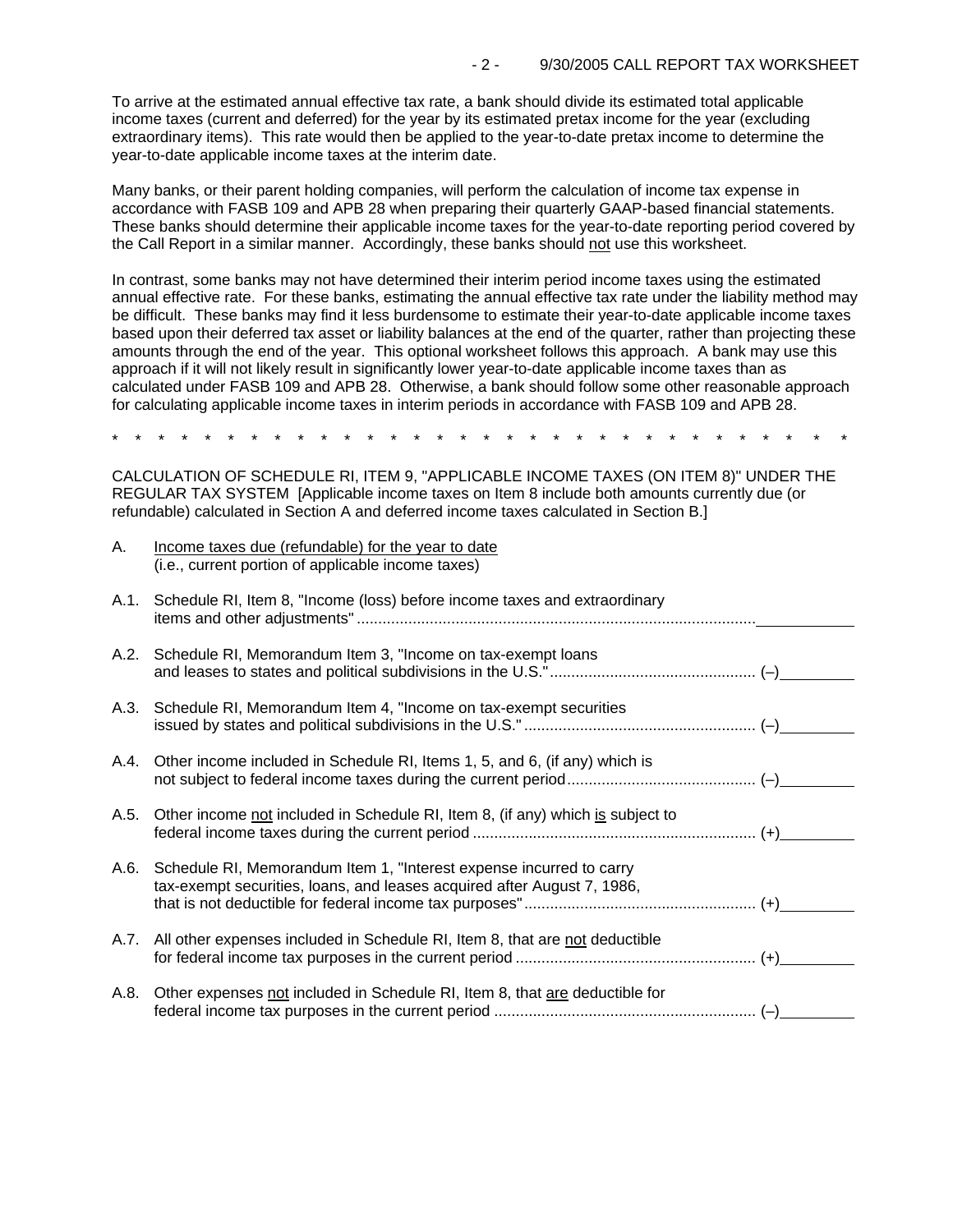To arrive at the estimated annual effective tax rate, a bank should divide its estimated total applicable income taxes (current and deferred) for the year by its estimated pretax income for the year (excluding extraordinary items). This rate would then be applied to the year-to-date pretax income to determine the year-to-date applicable income taxes at the interim date.

Many banks, or their parent holding companies, will perform the calculation of income tax expense in accordance with FASB 109 and APB 28 when preparing their quarterly GAAP-based financial statements. These banks should determine their applicable income taxes for the year-to-date reporting period covered by the Call Report in a similar manner. Accordingly, these banks should not use this worksheet.

In contrast, some banks may not have determined their interim period income taxes using the estimated annual effective rate. For these banks, estimating the annual effective tax rate under the liability method may be difficult. These banks may find it less burdensome to estimate their year-to-date applicable income taxes based upon their deferred tax asset or liability balances at the end of the quarter, rather than projecting these amounts through the end of the year. This optional worksheet follows this approach. A bank may use this approach if it will not likely result in significantly lower year-to-date applicable income taxes than as calculated under FASB 109 and APB 28. Otherwise, a bank should follow some other reasonable approach for calculating applicable income taxes in interim periods in accordance with FASB 109 and APB 28.

\* \* \* \* \* \* \* \* \* \* \* \* \* \* \* \* \* \* \* \* \* \* \* \* \* \* \* \* \* \* \* \* \*

CALCULATION OF SCHEDULE RI, ITEM 9, "APPLICABLE INCOME TAXES (ON ITEM 8)" UNDER THE REGULAR TAX SYSTEM [Applicable income taxes on Item 8 include both amounts currently due (or refundable) calculated in Section A and deferred income taxes calculated in Section B.]

A. Income taxes due (refundable) for the year to date (i.e., current portion of applicable income taxes)

A.1. Schedule RI, Item 8, "Income (loss) before income taxes and extraordinary items and other adjustments" .................... ________

A.2. Schedule RI, Memorandum Item 3, "Income on tax-exempt loans and leases to states and political subdivisions in the U.S." .................... (–) ________

A.3. Schedule RI, Memorandum Item 4, "Income on tax-exempt securities issued by states and political subdivisions in the U.S." .................... (–) ________

A.4. Other income included in Schedule RI, Items 1, 5, and 6, (if any) which is not subject to federal income taxes during the current period .................... (–) ________

A.5. Other income not included in Schedule RI, Item 8, (if any) which is subject to federal income taxes during the current period .................... (+) ________

A.6. Schedule RI, Memorandum Item 1, "Interest expense incurred to carry tax-exempt securities, loans, and leases acquired after August 7, 1986, that is not deductible for federal income tax purposes" .................... (+) ________

A.7. All other expenses included in Schedule RI, Item 8, that are not deductible for federal income tax purposes in the current period .................... (+) ________

A.8. Other expenses not included in Schedule RI, Item 8, that are deductible for federal income tax purposes in the current period .................... (–) ________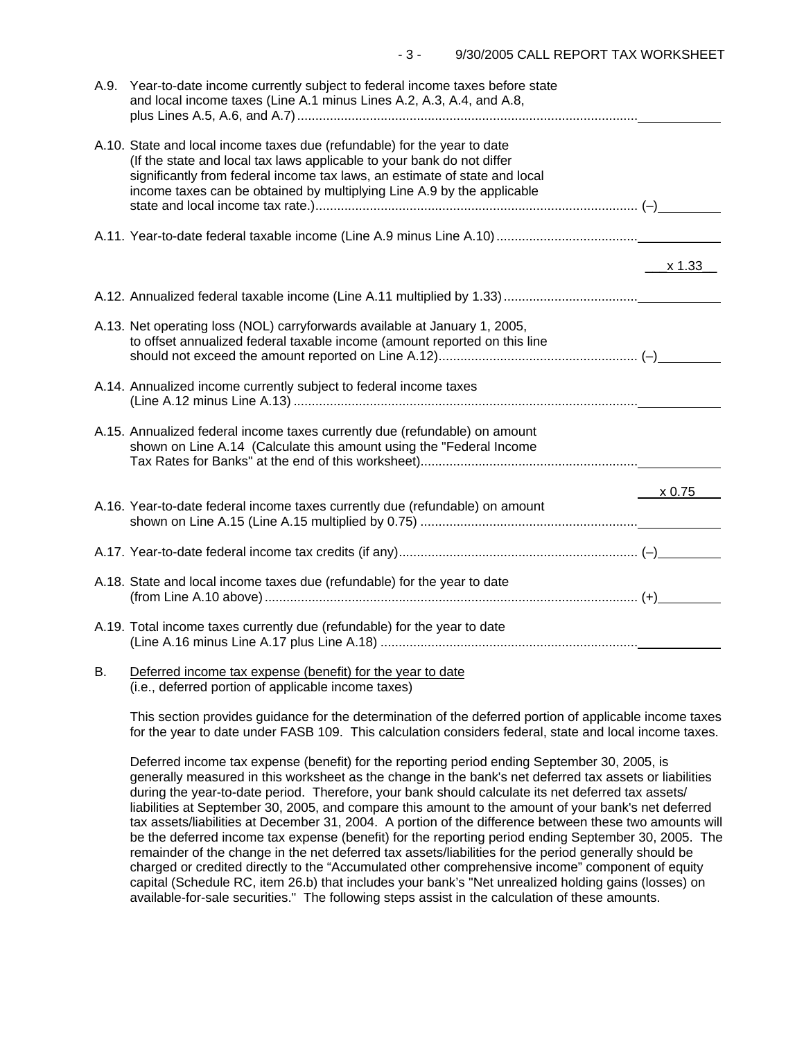A.9. Year-to-date income currently subject to federal income taxes before state and local income taxes (Line A.1 minus Lines A.2, A.3, A.4, and A.8, plus Lines A.5, A.6, and A.7) .............................................................................................. \_\_\_\_\_\_\_\_\_\_

A.10. State and local income taxes due (refundable) for the year to date (If the state and local tax laws applicable to your bank do not differ significantly from federal income tax laws, an estimate of state and local income taxes can be obtained by multiplying Line A.9 by the applicable state and local income tax rate.).......................................................................................... (–)\_\_\_\_\_\_\_\_

A.11. Year-to-date federal taxable income (Line A.9 minus Line A.10)........................................ \_\_\_\_\_\_\_\_\_\_

x 1.33

A.12. Annualized federal taxable income (Line A.11 multiplied by 1.33)..................................... \_\_\_\_\_\_\_\_\_\_

A.13. Net operating loss (NOL) carryforwards available at January 1, 2005, to offset annualized federal taxable income (amount reported on this line should not exceed the amount reported on Line A.12)....................................................... (–)\_\_\_\_\_\_\_\_

A.14. Annualized income currently subject to federal income taxes (Line A.12 minus Line A.13) ................................................................................................ \_\_\_\_\_\_\_\_\_\_

A.15. Annualized federal income taxes currently due (refundable) on amount shown on Line A.14 (Calculate this amount using the "Federal Income Tax Rates for Banks" at the end of this worksheet)............................................................ \_\_\_\_\_\_\_\_\_\_

x 0.75

A.16. Year-to-date federal income taxes currently due (refundable) on amount shown on Line A.15 (Line A.15 multiplied by 0.75) ............................................................ \_\_\_\_\_\_\_\_\_\_

A.17. Year-to-date federal income tax credits (if any).................................................................. (–)\_\_\_\_\_\_\_\_

A.18. State and local income taxes due (refundable) for the year to date (from Line A.10 above) ....................................................................................................... (+)\_\_\_\_\_\_\_\_

A.19. Total income taxes currently due (refundable) for the year to date (Line A.16 minus Line A.17 plus Line A.18) ....................................................................... \_\_\_\_\_\_\_\_\_\_

B. Deferred income tax expense (benefit) for the year to date (i.e., deferred portion of applicable income taxes)

This section provides guidance for the determination of the deferred portion of applicable income taxes for the year to date under FASB 109. This calculation considers federal, state and local income taxes.

Deferred income tax expense (benefit) for the reporting period ending September 30, 2005, is generally measured in this worksheet as the change in the bank's net deferred tax assets or liabilities during the year-to-date period. Therefore, your bank should calculate its net deferred tax assets/liabilities at September 30, 2005, and compare this amount to the amount of your bank's net deferred tax assets/liabilities at December 31, 2004. A portion of the difference between these two amounts will be the deferred income tax expense (benefit) for the reporting period ending September 30, 2005. The remainder of the change in the net deferred tax assets/liabilities for the period generally should be charged or credited directly to the "Accumulated other comprehensive income" component of equity capital (Schedule RC, item 26.b) that includes your bank's "Net unrealized holding gains (losses) on available-for-sale securities." The following steps assist in the calculation of these amounts.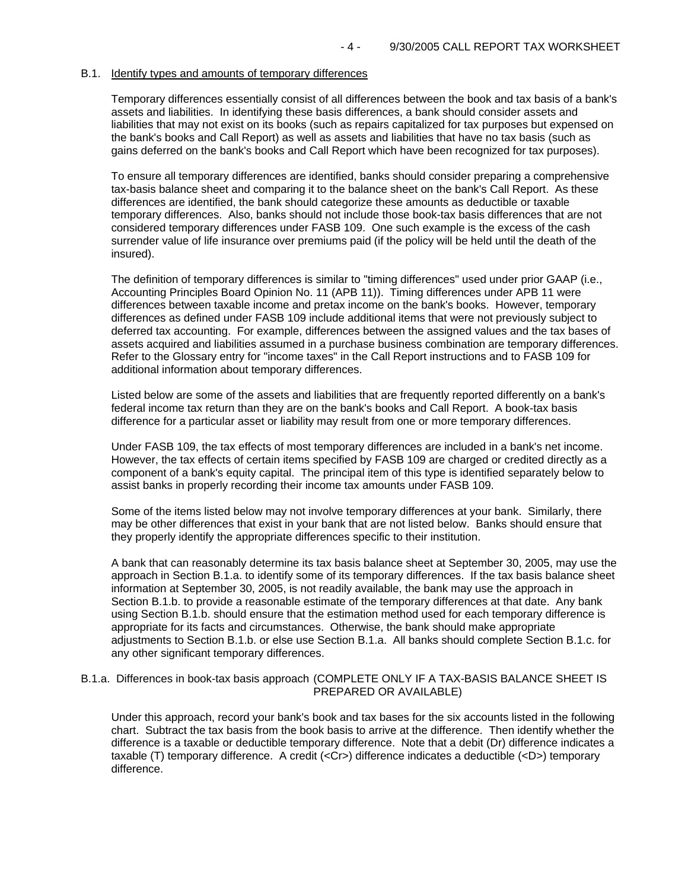## B.1. Identify types and amounts of temporary differences

Temporary differences essentially consist of all differences between the book and tax basis of a bank's assets and liabilities. In identifying these basis differences, a bank should consider assets and liabilities that may not exist on its books (such as repairs capitalized for tax purposes but expensed on the bank's books and Call Report) as well as assets and liabilities that have no tax basis (such as gains deferred on the bank's books and Call Report which have been recognized for tax purposes).

To ensure all temporary differences are identified, banks should consider preparing a comprehensive tax-basis balance sheet and comparing it to the balance sheet on the bank's Call Report. As these differences are identified, the bank should categorize these amounts as deductible or taxable temporary differences. Also, banks should not include those book-tax basis differences that are not considered temporary differences under FASB 109. One such example is the excess of the cash surrender value of life insurance over premiums paid (if the policy will be held until the death of the insured).

The definition of temporary differences is similar to "timing differences" used under prior GAAP (i.e., Accounting Principles Board Opinion No. 11 (APB 11)). Timing differences under APB 11 were differences between taxable income and pretax income on the bank's books. However, temporary differences as defined under FASB 109 include additional items that were not previously subject to deferred tax accounting. For example, differences between the assigned values and the tax bases of assets acquired and liabilities assumed in a purchase business combination are temporary differences. Refer to the Glossary entry for "income taxes" in the Call Report instructions and to FASB 109 for additional information about temporary differences.

Listed below are some of the assets and liabilities that are frequently reported differently on a bank's federal income tax return than they are on the bank's books and Call Report. A book-tax basis difference for a particular asset or liability may result from one or more temporary differences.

Under FASB 109, the tax effects of most temporary differences are included in a bank's net income. However, the tax effects of certain items specified by FASB 109 are charged or credited directly as a component of a bank's equity capital. The principal item of this type is identified separately below to assist banks in properly recording their income tax amounts under FASB 109.

Some of the items listed below may not involve temporary differences at your bank. Similarly, there may be other differences that exist in your bank that are not listed below. Banks should ensure that they properly identify the appropriate differences specific to their institution.

A bank that can reasonably determine its tax basis balance sheet at September 30, 2005, may use the approach in Section B.1.a. to identify some of its temporary differences. If the tax basis balance sheet information at September 30, 2005, is not readily available, the bank may use the approach in Section B.1.b. to provide a reasonable estimate of the temporary differences at that date. Any bank using Section B.1.b. should ensure that the estimation method used for each temporary difference is appropriate for its facts and circumstances. Otherwise, the bank should make appropriate adjustments to Section B.1.b. or else use Section B.1.a. All banks should complete Section B.1.c. for any other significant temporary differences.

### B.1.a. Differences in book-tax basis approach (COMPLETE ONLY IF A TAX-BASIS BALANCE SHEET IS PREPARED OR AVAILABLE)

Under this approach, record your bank's book and tax bases for the six accounts listed in the following chart. Subtract the tax basis from the book basis to arrive at the difference. Then identify whether the difference is a taxable or deductible temporary difference. Note that a debit (Dr) difference indicates a taxable (T) temporary difference. A credit (<Cr>) difference indicates a deductible (<D>) temporary difference.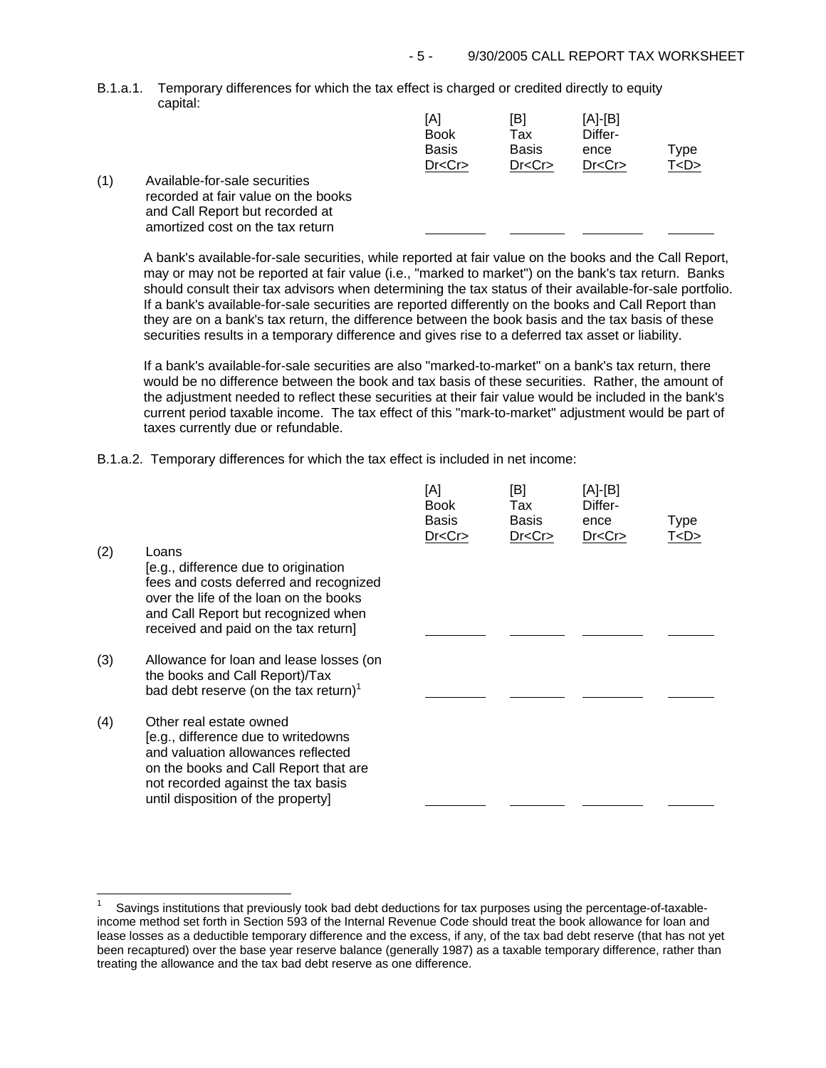B.1.a.1. Temporary differences for which the tax effect is charged or credited directly to equity capital:

| | | [A] Book Basis Dr<Cr> | [B] Tax Basis Dr<Cr> | [A]-[B] Difference Dr<Cr> | Type T<D> |
|---|---|---|---|---|---|
| (1) | Available-for-sale securities recorded at fair value on the books and Call Report but recorded at amortized cost on the tax return | ________ | ________ | ________ | ______ |

A bank's available-for-sale securities, while reported at fair value on the books and the Call Report, may or may not be reported at fair value (i.e., "marked to market") on the bank's tax return. Banks should consult their tax advisors when determining the tax status of their available-for-sale portfolio. If a bank's available-for-sale securities are reported differently on the books and Call Report than they are on a bank's tax return, the difference between the book basis and the tax basis of these securities results in a temporary difference and gives rise to a deferred tax asset or liability.

If a bank's available-for-sale securities are also "marked-to-market" on a bank's tax return, there would be no difference between the book and tax basis of these securities. Rather, the amount of the adjustment needed to reflect these securities at their fair value would be included in the bank's current period taxable income. The tax effect of this "mark-to-market" adjustment would be part of taxes currently due or refundable.

B.1.a.2. Temporary differences for which the tax effect is included in net income:

| | | [A] Book Basis Dr<Cr> | [B] Tax Basis Dr<Cr> | [A]-[B] Difference Dr<Cr> | Type T<D> |
|---|---|---|---|---|---|
| (2) | Loans [e.g., difference due to origination fees and costs deferred and recognized over the life of the loan on the books and Call Report but recognized when received and paid on the tax return] | ________ | ________ | ________ | ______ |
| (3) | Allowance for loan and lease losses (on the books and Call Report)/Tax bad debt reserve (on the tax return)[1] | ________ | ________ | ________ | ______ |
| (4) | Other real estate owned [e.g., difference due to writedowns and valuation allowances reflected on the books and Call Report that are not recorded against the tax basis until disposition of the property] | ________ | ________ | ________ | ______ |

[1] Savings institutions that previously took bad debt deductions for tax purposes using the percentage-of-taxable-income method set forth in Section 593 of the Internal Revenue Code should treat the book allowance for loan and lease losses as a deductible temporary difference and the excess, if any, of the tax bad debt reserve (that has not yet been recaptured) over the base year reserve balance (generally 1987) as a taxable temporary difference, rather than treating the allowance and the tax bad debt reserve as one difference.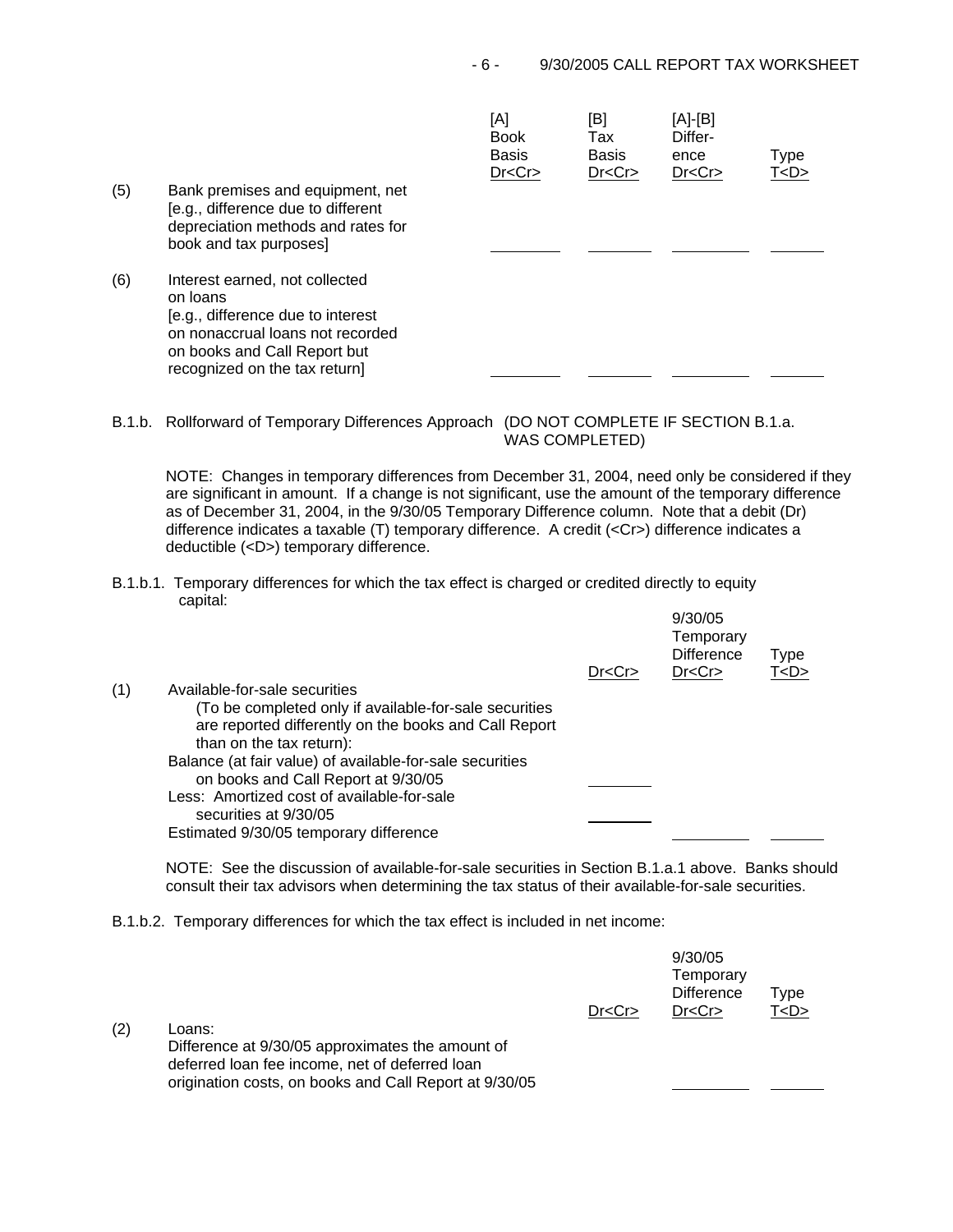| | | [A] Book Basis Dr<Cr> | [B] Tax Basis Dr<Cr> | [A]-[B] Difference Dr<Cr> | Type T<D> |
|---|---|---|---|---|---|
| (5) | Bank premises and equipment, net [e.g., difference due to different depreciation methods and rates for book and tax purposes] | ________ | ________ | ________ | ______ |
| (6) | Interest earned, not collected on loans [e.g., difference due to interest on nonaccrual loans not recorded on books and Call Report but recognized on the tax return] | ________ | ________ | ________ | ______ |

B.1.b. Rollforward of Temporary Differences Approach (DO NOT COMPLETE IF SECTION B.1.a. WAS COMPLETED)

NOTE: Changes in temporary differences from December 31, 2004, need only be considered if they are significant in amount. If a change is not significant, use the amount of the temporary difference as of December 31, 2004, in the 9/30/05 Temporary Difference column. Note that a debit (Dr) difference indicates a taxable (T) temporary difference. A credit (<Cr>) difference indicates a deductible (<D>) temporary difference.

B.1.b.1. Temporary differences for which the tax effect is charged or credited directly to equity capital:

| | | Dr<Cr> | 9/30/05 Temporary Difference Dr<Cr> | Type T<D> |
|---|---|---|---|---|
| (1) | Available-for-sale securities (To be completed only if available-for-sale securities are reported differently on the books and Call Report than on the tax return): | | | |
| | Balance (at fair value) of available-for-sale securities on books and Call Report at 9/30/05 | ________ | | |
| | Less: Amortized cost of available-for-sale securities at 9/30/05 | ________ | | |
| | Estimated 9/30/05 temporary difference | | ________ | ______ |

NOTE: See the discussion of available-for-sale securities in Section B.1.a.1 above. Banks should consult their tax advisors when determining the tax status of their available-for-sale securities.

B.1.b.2. Temporary differences for which the tax effect is included in net income:

| | | Dr<Cr> | 9/30/05 Temporary Difference Dr<Cr> | Type T<D> |
|---|---|---|---|---|
| (2) | Loans: Difference at 9/30/05 approximates the amount of deferred loan fee income, net of deferred loan origination costs, on books and Call Report at 9/30/05 | | ________ | ______ |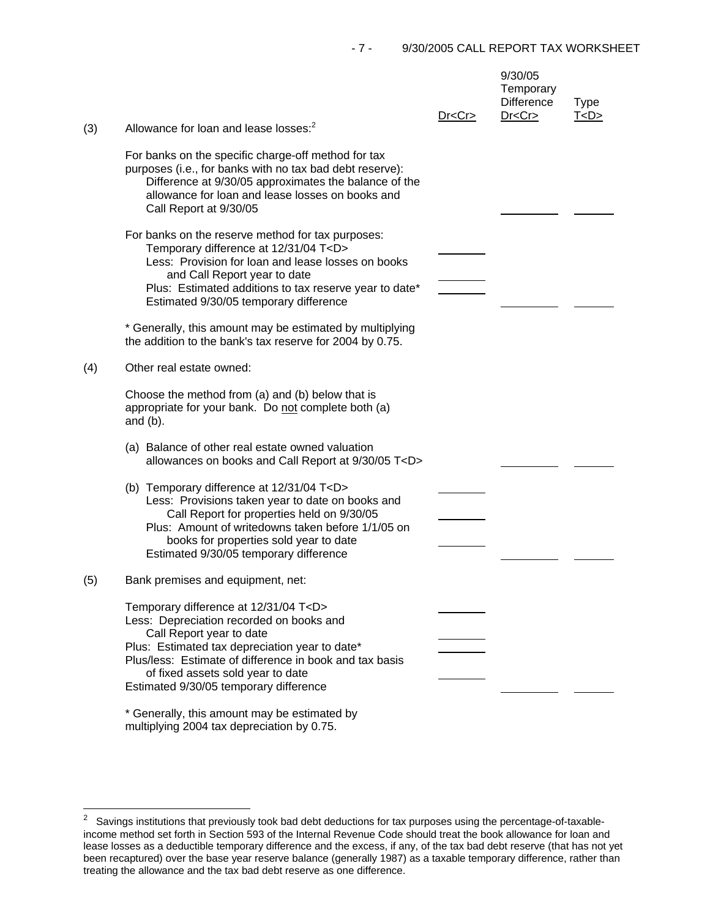| | | Dr<Cr> | 9/30/05 Temporary Difference Dr<Cr> | Type T<D> |
|---|---|---|---|---|
| (3) | Allowance for loan and lease losses:[2] | | | |
| | For banks on the specific charge-off method for tax purposes (i.e., for banks with no tax bad debt reserve): Difference at 9/30/05 approximates the balance of the allowance for loan and lease losses on books and Call Report at 9/30/05 | | ________ | ______ |
| | For banks on the reserve method for tax purposes: | | | |
| | Temporary difference at 12/31/04 T<D> | ________ | | |
| | Less: Provision for loan and lease losses on books and Call Report year to date | ________ | | |
| | Plus: Estimated additions to tax reserve year to date* | ________ | | |
| | Estimated 9/30/05 temporary difference | | ________ | ______ |
| | * Generally, this amount may be estimated by multiplying the addition to the bank's tax reserve for 2004 by 0.75. | | | |
| (4) | Other real estate owned: | | | |
| | Choose the method from (a) and (b) below that is appropriate for your bank. Do not complete both (a) and (b). | | | |
| | (a) Balance of other real estate owned valuation allowances on books and Call Report at 9/30/05 T<D> | | ________ | ______ |
| | (b) Temporary difference at 12/31/04 T<D> | ________ | | |
| | Less: Provisions taken year to date on books and Call Report for properties held on 9/30/05 | ________ | | |
| | Plus: Amount of writedowns taken before 1/1/05 on books for properties sold year to date | ________ | | |
| | Estimated 9/30/05 temporary difference | | ________ | ______ |
| (5) | Bank premises and equipment, net: | | | |
| | Temporary difference at 12/31/04 T<D> | ________ | | |
| | Less: Depreciation recorded on books and Call Report year to date | ________ | | |
| | Plus: Estimated tax depreciation year to date* | ________ | | |
| | Plus/less: Estimate of difference in book and tax basis of fixed assets sold year to date | ________ | | |
| | Estimated 9/30/05 temporary difference | | ________ | ______ |
| | * Generally, this amount may be estimated by multiplying 2004 tax depreciation by 0.75. | | | |

[2] Savings institutions that previously took bad debt deductions for tax purposes using the percentage-of-taxable-income method set forth in Section 593 of the Internal Revenue Code should treat the book allowance for loan and lease losses as a deductible temporary difference and the excess, if any, of the tax bad debt reserve (that has not yet been recaptured) over the base year reserve balance (generally 1987) as a taxable temporary difference, rather than treating the allowance and the tax bad debt reserve as one difference.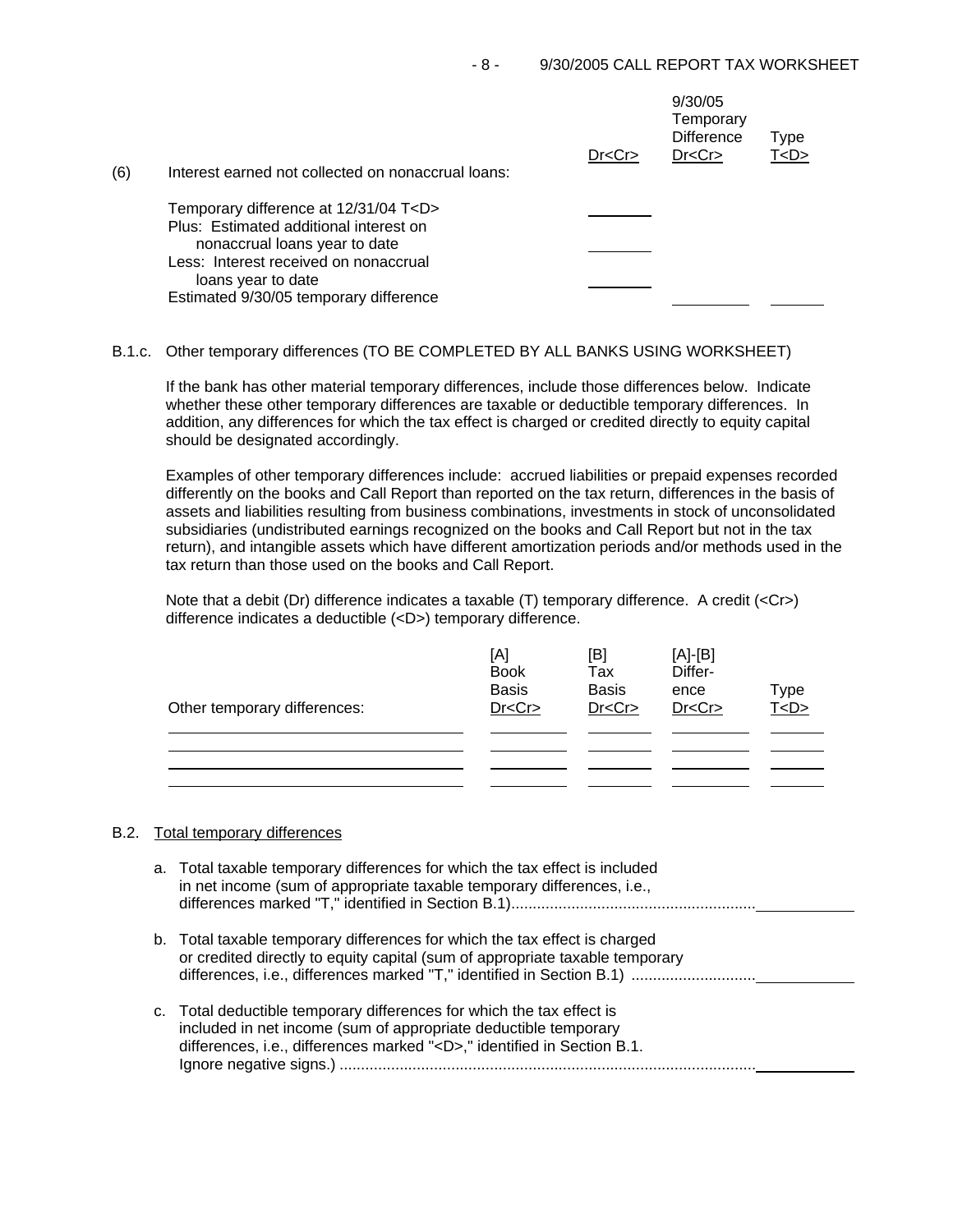| (6) Interest earned not collected on nonaccrual loans: | Dr<Cr> | 9/30/05 Temporary Difference Dr<Cr> | Type T<D> |
|---|---|---|---|
| Temporary difference at 12/31/04 T<D> | ______ | | |
| Plus: Estimated additional interest on nonaccrual loans year to date | ______ | | |
| Less: Interest received on nonaccrual loans year to date | ______ | | |
| Estimated 9/30/05 temporary difference | | ______ | ______ |

B.1.c. Other temporary differences (TO BE COMPLETED BY ALL BANKS USING WORKSHEET)

If the bank has other material temporary differences, include those differences below. Indicate whether these other temporary differences are taxable or deductible temporary differences. In addition, any differences for which the tax effect is charged or credited directly to equity capital should be designated accordingly.

Examples of other temporary differences include: accrued liabilities or prepaid expenses recorded differently on the books and Call Report than reported on the tax return, differences in the basis of assets and liabilities resulting from business combinations, investments in stock of unconsolidated subsidiaries (undistributed earnings recognized on the books and Call Report but not in the tax return), and intangible assets which have different amortization periods and/or methods used in the tax return than those used on the books and Call Report.

Note that a debit (Dr) difference indicates a taxable (T) temporary difference. A credit (<Cr>) difference indicates a deductible (<D>) temporary difference.

| Other temporary differences: | [A] Book Basis Dr<Cr> | [B] Tax Basis Dr<Cr> | [A]-[B] Difference Dr<Cr> | Type T<D> |
|---|---|---|---|---|
| ______ | ______ | ______ | ______ | ______ |
| ______ | ______ | ______ | ______ | ______ |
| ______ | ______ | ______ | ______ | ______ |
| ______ | ______ | ______ | ______ | ______ |

B.2. Total temporary differences

a. Total taxable temporary differences for which the tax effect is included in net income (sum of appropriate taxable temporary differences, i.e., differences marked "T," identified in Section B.1)........................................................ ______

b. Total taxable temporary differences for which the tax effect is charged or credited directly to equity capital (sum of appropriate taxable temporary differences, i.e., differences marked "T," identified in Section B.1) ............................ ______

c. Total deductible temporary differences for which the tax effect is included in net income (sum of appropriate deductible temporary differences, i.e., differences marked "<D>," identified in Section B.1. Ignore negative signs.) .................................................................................................. ______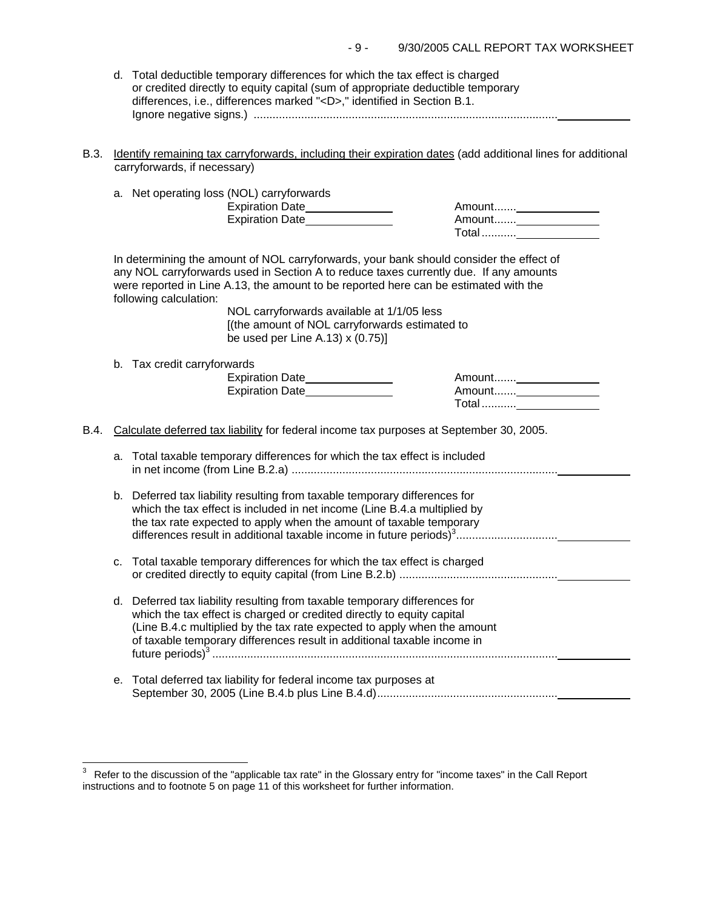d. Total deductible temporary differences for which the tax effect is charged or credited directly to equity capital (sum of appropriate deductible temporary differences, i.e., differences marked "<D>," identified in Section B.1. Ignore negative signs.) ................................................................................................ ____________

B.3. Identify remaining tax carryforwards, including their expiration dates (add additional lines for additional carryforwards, if necessary)

a. Net operating loss (NOL) carryforwards

| | |
|---|---|
| Expiration Date______________ | Amount.......______________ |
| Expiration Date______________ | Amount.......______________ |
| | Total ...........______________ |

In determining the amount of NOL carryforwards, your bank should consider the effect of any NOL carryforwards used in Section A to reduce taxes currently due. If any amounts were reported in Line A.13, the amount to be reported here can be estimated with the following calculation:

> NOL carryforwards available at 1/1/05 less
> [(the amount of NOL carryforwards estimated to be used per Line A.13) x (0.75)]

b. Tax credit carryforwards

| | |
|---|---|
| Expiration Date______________ | Amount.......______________ |
| Expiration Date______________ | Amount.......______________ |
| | Total ...........______________ |

B.4. Calculate deferred tax liability for federal income tax purposes at September 30, 2005.

a. Total taxable temporary differences for which the tax effect is included in net income (from Line B.2.a) .................................................................................... ____________

b. Deferred tax liability resulting from taxable temporary differences for which the tax effect is included in net income (Line B.4.a multiplied by the tax rate expected to apply when the amount of taxable temporary differences result in additional taxable income in future periods)[3]................................ ____________

c. Total taxable temporary differences for which the tax effect is charged or credited directly to equity capital (from Line B.2.b) .................................................. ____________

d. Deferred tax liability resulting from taxable temporary differences for which the tax effect is charged or credited directly to equity capital (Line B.4.c multiplied by the tax rate expected to apply when the amount of taxable temporary differences result in additional taxable income in future periods)[3] ............................................................................................................. ____________

e. Total deferred tax liability for federal income tax purposes at September 30, 2005 (Line B.4.b plus Line B.4.d)......................................................... ____________

---

[3] Refer to the discussion of the "applicable tax rate" in the Glossary entry for "income taxes" in the Call Report instructions and to footnote 5 on page 11 of this worksheet for further information.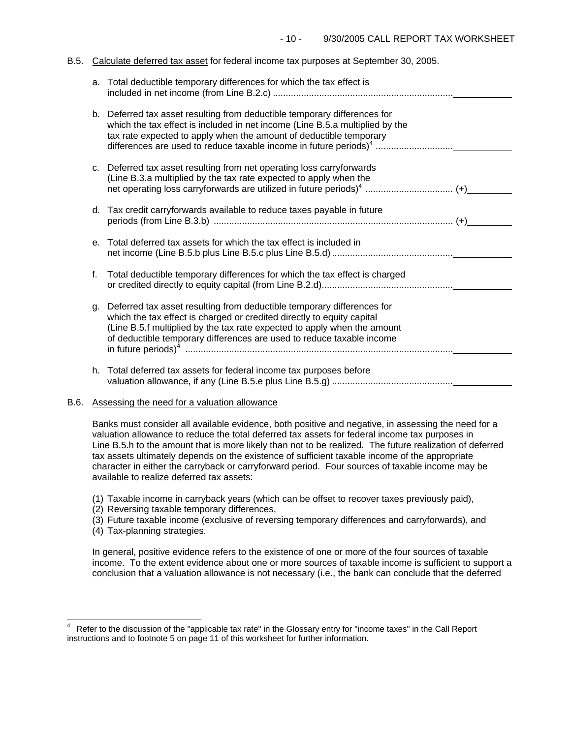B.5. Calculate deferred tax asset for federal income tax purposes at September 30, 2005.

a. Total deductible temporary differences for which the tax effect is included in net income (from Line B.2.c) ........................................................................ \_\_\_\_\_\_\_\_\_\_\_\_

b. Deferred tax asset resulting from deductible temporary differences for which the tax effect is included in net income (Line B.5.a multiplied by the tax rate expected to apply when the amount of deductible temporary differences are used to reduce taxable income in future periods)[4] .............................. \_\_\_\_\_\_\_\_\_\_\_\_

c. Deferred tax asset resulting from net operating loss carryforwards (Line B.3.a multiplied by the tax rate expected to apply when the net operating loss carryforwards are utilized in future periods)[4] .................................. (+) \_\_\_\_\_\_\_\_\_

d. Tax credit carryforwards available to reduce taxes payable in future periods (from Line B.3.b) ............................................................................................ (+) \_\_\_\_\_\_\_\_\_

e. Total deferred tax assets for which the tax effect is included in net income (Line B.5.b plus Line B.5.c plus Line B.5.d) ............................................... \_\_\_\_\_\_\_\_\_\_\_\_

f. Total deductible temporary differences for which the tax effect is charged or credited directly to equity capital (from Line B.2.d).................................................... \_\_\_\_\_\_\_\_\_\_\_\_

g. Deferred tax asset resulting from deductible temporary differences for which the tax effect is charged or credited directly to equity capital (Line B.5.f multiplied by the tax rate expected to apply when the amount of deductible temporary differences are used to reduce taxable income in future periods)[4] ........................................................................................................ \_\_\_\_\_\_\_\_\_\_\_\_

h. Total deferred tax assets for federal income tax purposes before valuation allowance, if any (Line B.5.e plus Line B.5.g) ............................................... \_\_\_\_\_\_\_\_\_\_\_\_

B.6. Assessing the need for a valuation allowance

Banks must consider all available evidence, both positive and negative, in assessing the need for a valuation allowance to reduce the total deferred tax assets for federal income tax purposes in Line B.5.h to the amount that is more likely than not to be realized. The future realization of deferred tax assets ultimately depends on the existence of sufficient taxable income of the appropriate character in either the carryback or carryforward period. Four sources of taxable income may be available to realize deferred tax assets:

(1) Taxable income in carryback years (which can be offset to recover taxes previously paid),
(2) Reversing taxable temporary differences,
(3) Future taxable income (exclusive of reversing temporary differences and carryforwards), and
(4) Tax-planning strategies.

In general, positive evidence refers to the existence of one or more of the four sources of taxable income. To the extent evidence about one or more sources of taxable income is sufficient to support a conclusion that a valuation allowance is not necessary (i.e., the bank can conclude that the deferred

---

[4] Refer to the discussion of the "applicable tax rate" in the Glossary entry for "income taxes" in the Call Report instructions and to footnote 5 on page 11 of this worksheet for further information.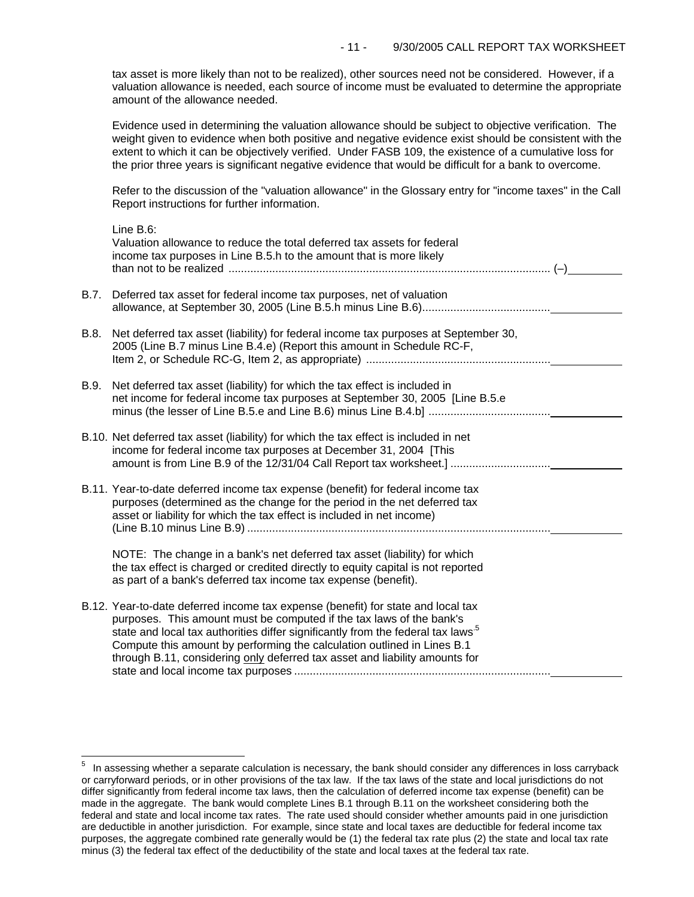tax asset is more likely than not to be realized), other sources need not be considered. However, if a valuation allowance is needed, each source of income must be evaluated to determine the appropriate amount of the allowance needed.

Evidence used in determining the valuation allowance should be subject to objective verification. The weight given to evidence when both positive and negative evidence exist should be consistent with the extent to which it can be objectively verified. Under FASB 109, the existence of a cumulative loss for the prior three years is significant negative evidence that would be difficult for a bank to overcome.

Refer to the discussion of the "valuation allowance" in the Glossary entry for "income taxes" in the Call Report instructions for further information.

Line B.6:
Valuation allowance to reduce the total deferred tax assets for federal income tax purposes in Line B.5.h to the amount that is more likely than not to be realized ........................................................................................ (–)\_\_\_\_\_\_\_\_\_

B.7. Deferred tax asset for federal income tax purposes, net of valuation allowance, at September 30, 2005 (Line B.5.h minus Line B.6).........................................\_\_\_\_\_\_\_\_\_\_\_\_

B.8. Net deferred tax asset (liability) for federal income tax purposes at September 30, 2005 (Line B.7 minus Line B.4.e) (Report this amount in Schedule RC-F, Item 2, or Schedule RC-G, Item 2, as appropriate) ...........................................................\_\_\_\_\_\_\_\_\_\_\_\_

B.9. Net deferred tax asset (liability) for which the tax effect is included in net income for federal income tax purposes at September 30, 2005 [Line B.5.e minus (the lesser of Line B.5.e and Line B.6) minus Line B.4.b] .......................................\_\_\_\_\_\_\_\_\_\_\_\_

B.10. Net deferred tax asset (liability) for which the tax effect is included in net income for federal income tax purposes at December 31, 2004 [This amount is from Line B.9 of the 12/31/04 Call Report tax worksheet.] ................................\_\_\_\_\_\_\_\_\_\_\_\_

B.11. Year-to-date deferred income tax expense (benefit) for federal income tax purposes (determined as the change for the period in the net deferred tax asset or liability for which the tax effect is included in net income) (Line B.10 minus Line B.9) ..................................................................................................\_\_\_\_\_\_\_\_\_\_\_\_

NOTE: The change in a bank's net deferred tax asset (liability) for which the tax effect is charged or credited directly to equity capital is not reported as part of a bank's deferred tax income tax expense (benefit).

B.12. Year-to-date deferred income tax expense (benefit) for state and local tax purposes. This amount must be computed if the tax laws of the bank's state and local tax authorities differ significantly from the federal tax laws.[5] Compute this amount by performing the calculation outlined in Lines B.1 through B.11, considering <u>only</u> deferred tax asset and liability amounts for state and local income tax purposes ..................................................................................\_\_\_\_\_\_\_\_\_\_\_\_

---

[5] In assessing whether a separate calculation is necessary, the bank should consider any differences in loss carryback or carryforward periods, or in other provisions of the tax law. If the tax laws of the state and local jurisdictions do not differ significantly from federal income tax laws, then the calculation of deferred income tax expense (benefit) can be made in the aggregate. The bank would complete Lines B.1 through B.11 on the worksheet considering both the federal and state and local income tax rates. The rate used should consider whether amounts paid in one jurisdiction are deductible in another jurisdiction. For example, since state and local taxes are deductible for federal income tax purposes, the aggregate combined rate generally would be (1) the federal tax rate plus (2) the state and local tax rate minus (3) the federal tax effect of the deductibility of the state and local taxes at the federal tax rate.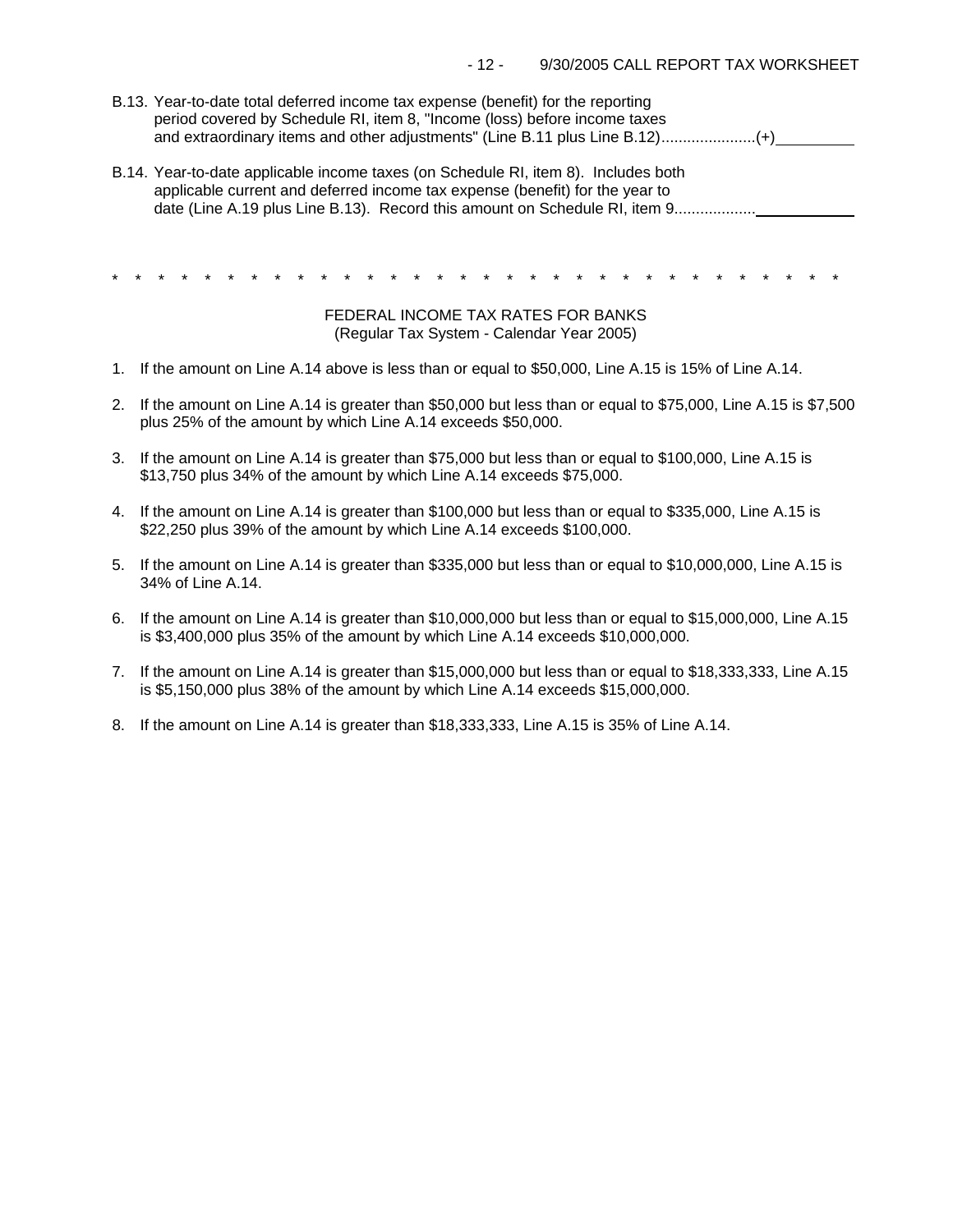B.13. Year-to-date total deferred income tax expense (benefit) for the reporting period covered by Schedule RI, item 8, "Income (loss) before income taxes and extraordinary items and other adjustments" (Line B.11 plus Line B.12).....................(+) _________

B.14. Year-to-date applicable income taxes (on Schedule RI, item 8). Includes both applicable current and deferred income tax expense (benefit) for the year to date (Line A.19 plus Line B.13). Record this amount on Schedule RI, item 9.................. ____________

\* \* \* \* \* \* \* \* \* \* \* \* \* \* \* \* \* \* \* \* \* \* \* \* \* \* \* \* \* \* \* \* \*

FEDERAL INCOME TAX RATES FOR BANKS
(Regular Tax System - Calendar Year 2005)

1. If the amount on Line A.14 above is less than or equal to $50,000, Line A.15 is 15% of Line A.14.

2. If the amount on Line A.14 is greater than $50,000 but less than or equal to $75,000, Line A.15 is $7,500 plus 25% of the amount by which Line A.14 exceeds $50,000.

3. If the amount on Line A.14 is greater than $75,000 but less than or equal to $100,000, Line A.15 is $13,750 plus 34% of the amount by which Line A.14 exceeds $75,000.

4. If the amount on Line A.14 is greater than $100,000 but less than or equal to $335,000, Line A.15 is $22,250 plus 39% of the amount by which Line A.14 exceeds $100,000.

5. If the amount on Line A.14 is greater than $335,000 but less than or equal to $10,000,000, Line A.15 is 34% of Line A.14.

6. If the amount on Line A.14 is greater than $10,000,000 but less than or equal to $15,000,000, Line A.15 is $3,400,000 plus 35% of the amount by which Line A.14 exceeds $10,000,000.

7. If the amount on Line A.14 is greater than $15,000,000 but less than or equal to $18,333,333, Line A.15 is $5,150,000 plus 38% of the amount by which Line A.14 exceeds $15,000,000.

8. If the amount on Line A.14 is greater than $18,333,333, Line A.15 is 35% of Line A.14.